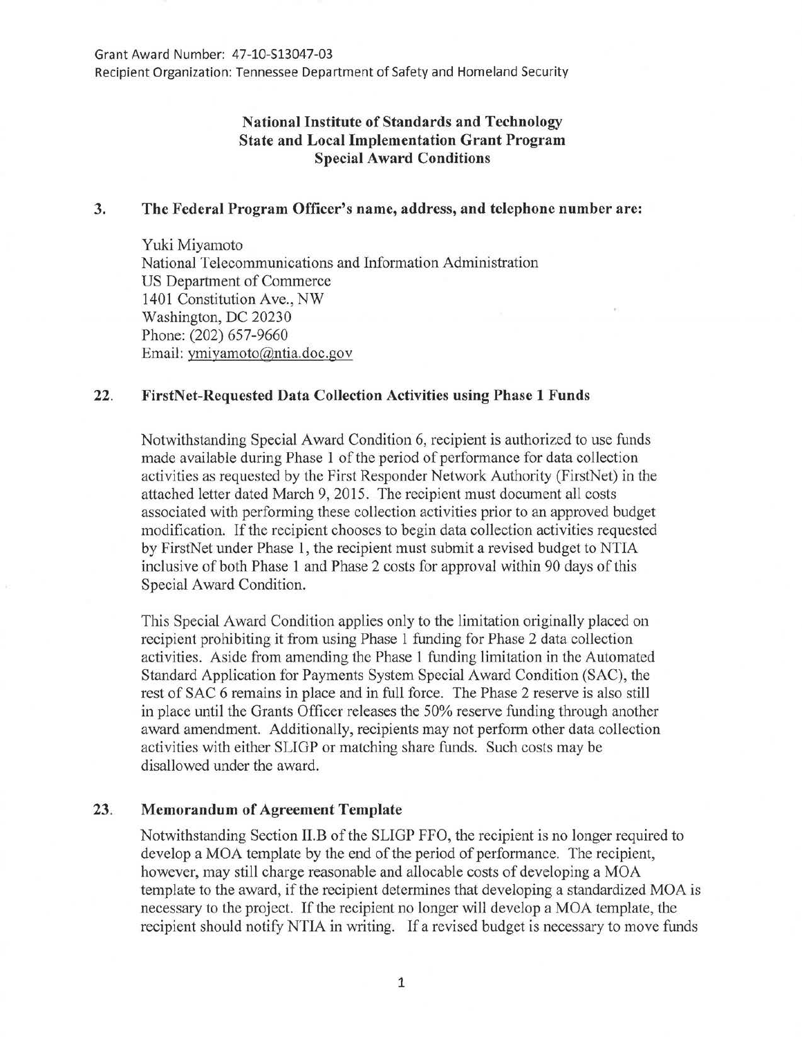Grant Award Number: 47-10-S13047-03
Recipient Organization: Tennessee Department of Safety and Homeland Security

**National Institute of Standards and Technology**
**State and Local Implementation Grant Program**
**Special Award Conditions**

## 3. The Federal Program Officer's name, address, and telephone number are:

Yuki Miyamoto
National Telecommunications and Information Administration
US Department of Commerce
1401 Constitution Ave., NW
Washington, DC 20230
Phone: (202) 657-9660
Email: ymiyamoto@ntia.doc.gov

## 22. FirstNet-Requested Data Collection Activities using Phase 1 Funds

Notwithstanding Special Award Condition 6, recipient is authorized to use funds made available during Phase 1 of the period of performance for data collection activities as requested by the First Responder Network Authority (FirstNet) in the attached letter dated March 9, 2015. The recipient must document all costs associated with performing these collection activities prior to an approved budget modification. If the recipient chooses to begin data collection activities requested by FirstNet under Phase 1, the recipient must submit a revised budget to NTIA inclusive of both Phase 1 and Phase 2 costs for approval within 90 days of this Special Award Condition.

This Special Award Condition applies only to the limitation originally placed on recipient prohibiting it from using Phase 1 funding for Phase 2 data collection activities. Aside from amending the Phase 1 funding limitation in the Automated Standard Application for Payments System Special Award Condition (SAC), the rest of SAC 6 remains in place and in full force. The Phase 2 reserve is also still in place until the Grants Officer releases the 50% reserve funding through another award amendment. Additionally, recipients may not perform other data collection activities with either SLIGP or matching share funds. Such costs may be disallowed under the award.

## 23. Memorandum of Agreement Template

Notwithstanding Section II.B of the SLIGP FFO, the recipient is no longer required to develop a MOA template by the end of the period of performance. The recipient, however, may still charge reasonable and allocable costs of developing a MOA template to the award, if the recipient determines that developing a standardized MOA is necessary to the project. If the recipient no longer will develop a MOA template, the recipient should notify NTIA in writing. If a revised budget is necessary to move funds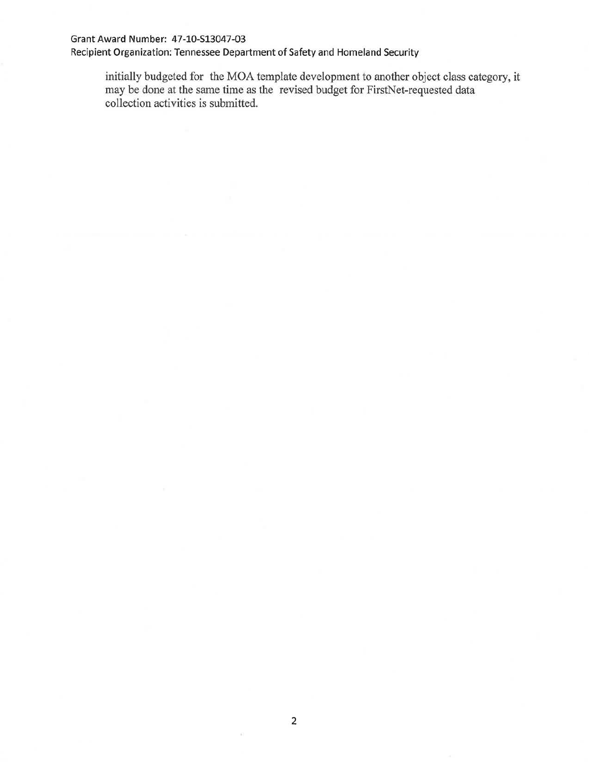initially budgeted for the MOA template development to another object class category, it may be done at the same time as the revised budget for FirstNet-requested data collection activities is submitted.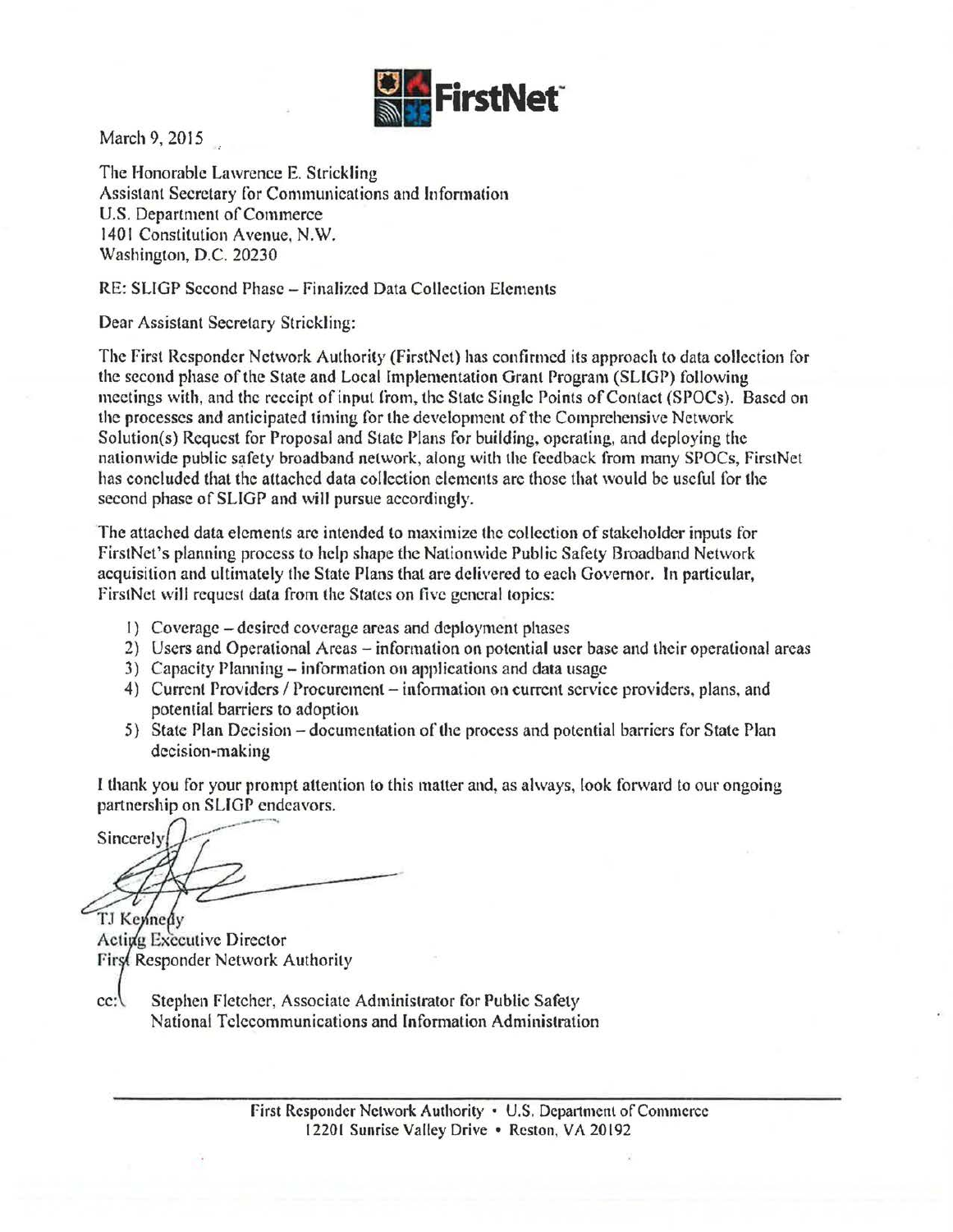FirstNet

March 9, 2015

The Honorable Lawrence E. Strickling
Assistant Secretary for Communications and Information
U.S. Department of Commerce
1401 Constitution Avenue, N.W.
Washington, D.C. 20230

RE: SLIGP Second Phase – Finalized Data Collection Elements

Dear Assistant Secretary Strickling:

The First Responder Network Authority (FirstNet) has confirmed its approach to data collection for the second phase of the State and Local Implementation Grant Program (SLIGP) following meetings with, and the receipt of input from, the State Single Points of Contact (SPOCs). Based on the processes and anticipated timing for the development of the Comprehensive Network Solution(s) Request for Proposal and State Plans for building, operating, and deploying the nationwide public safety broadband network, along with the feedback from many SPOCs, FirstNet has concluded that the attached data collection elements are those that would be useful for the second phase of SLIGP and will pursue accordingly.

The attached data elements are intended to maximize the collection of stakeholder inputs for FirstNet's planning process to help shape the Nationwide Public Safety Broadband Network acquisition and ultimately the State Plans that are delivered to each Governor. In particular, FirstNet will request data from the States on five general topics:

1) Coverage – desired coverage areas and deployment phases
2) Users and Operational Areas – information on potential user base and their operational areas
3) Capacity Planning – information on applications and data usage
4) Current Providers / Procurement – information on current service providers, plans, and potential barriers to adoption
5) State Plan Decision – documentation of the process and potential barriers for State Plan decision-making

I thank you for your prompt attention to this matter and, as always, look forward to our ongoing partnership on SLIGP endeavors.

Sincerely,

TJ Kennedy
Acting Executive Director
First Responder Network Authority

cc: Stephen Fletcher, Associate Administrator for Public Safety
National Telecommunications and Information Administration

First Responder Network Authority • U.S. Department of Commerce
12201 Sunrise Valley Drive • Reston, VA 20192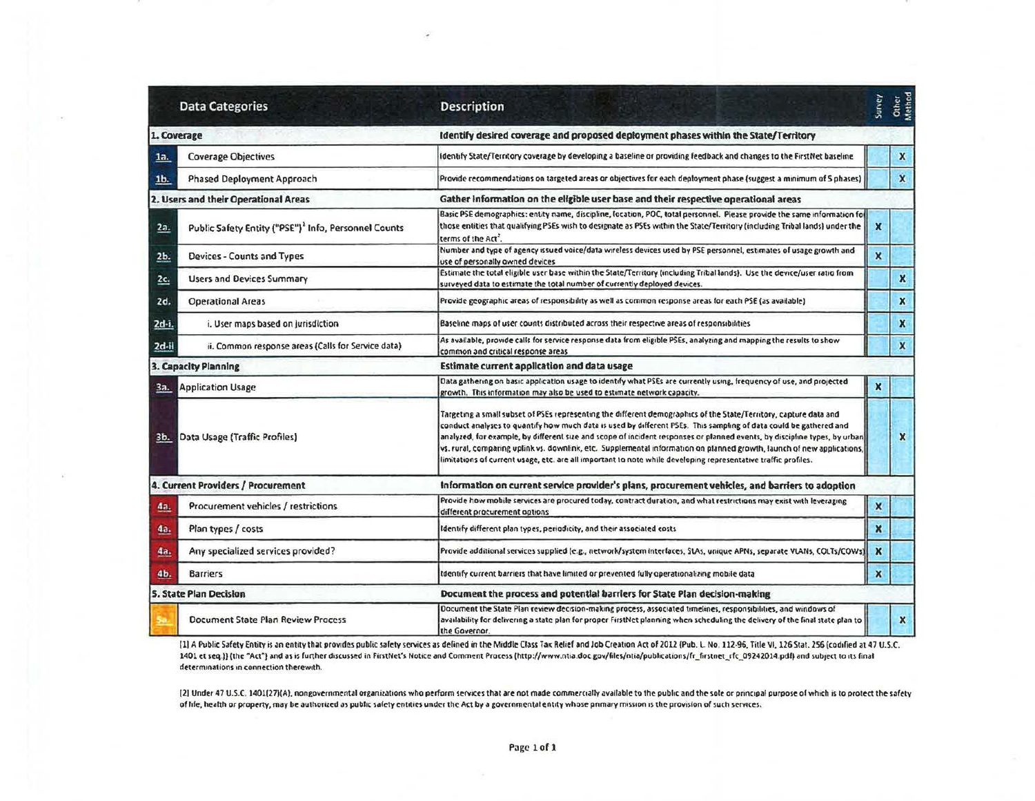| | Data Categories | Description | Survey | Other Method |
|---|---|---|---|---|
| **1. Coverage** | | **Identify desired coverage and proposed deployment phases within the State/Territory** | | |
| 1a. | Coverage Objectives | Identify State/Territory coverage by developing a baseline or providing feedback and changes to the FirstNet baseline | | X |
| 1b. | Phased Deployment Approach | Provide recommendations on targeted areas or objectives for each deployment phase (suggest a minimum of 5 phases) | | X |
| **2. Users and their Operational Areas** | | **Gather information on the eligible user base and their respective operational areas** | | |
| 2a. | Public Safety Entity ("PSE")[1] Info, Personnel Counts | Basic PSE demographics: entity name, discipline, location, POC, total personnel. Please provide the same information for those entities that qualifying PSEs wish to designate as PSEs within the State/Territory (including Tribal lands) under the terms of the Act[2]. | X | |
| 2b. | Devices - Counts and Types | Number and type of agency issued voice/data wireless devices used by PSE personnel, estimates of usage growth and use of personally owned devices | X | |
| 2c. | Users and Devices Summary | Estimate the total eligible user base within the State/Territory (including Tribal lands). Use the device/user ratio from surveyed data to estimate the total number of currently deployed devices. | | X |
| 2d. | Operational Areas | Provide geographic areas of responsibility as well as common response areas for each PSE (as available) | | X |
| 2d-i. | i. User maps based on jurisdiction | Baseline maps of user counts distributed across their respective areas of responsibilities | | X |
| 2d-ii | ii. Common response areas (Calls for Service data) | As available, provide calls for service response data from eligible PSEs, analyzing and mapping the results to show common and critical response areas | | X |
| **3. Capacity Planning** | | **Estimate current application and data usage** | | |
| 3a. | Application Usage | Data gathering on basic application usage to identify what PSEs are currently using, frequency of use, and projected growth. This information may also be used to estimate network capacity. | X | |
| 3b. | Data Usage (Traffic Profiles) | Targeting a small subset of PSEs representing the different demographics of the State/Territory, capture data and conduct analyses to quantify how much data is used by different PSEs. This sampling of data could be gathered and analyzed, for example, by different size and scope of incident responses or planned events, by discipline types, by urban vs. rural, comparing uplink vs. downlink, etc. Supplemental information on planned growth, launch of new applications, limitations of current usage, etc. are all important to note while developing representative traffic profiles. | | X |
| **4. Current Providers / Procurement** | | **Information on current service provider's plans, procurement vehicles, and barriers to adoption** | | |
| 4a. | Procurement vehicles / restrictions | Provide how mobile services are procured today, contract duration, and what restrictions may exist with leveraging different procurement options | X | |
| 4a. | Plan types / costs | Identify different plan types, periodicity, and their associated costs | X | |
| 4a. | Any specialized services provided? | Provide additional services supplied (e.g., network/system interfaces, SLAs, unique APNs, separate VLANs, COLTs/COWs) | X | |
| 4b. | Barriers | Identify current barriers that have limited or prevented fully operationalizing mobile data | X | |
| **5. State Plan Decision** | | **Document the process and potential barriers for State Plan decision-making** | | |
| 5a. | Document State Plan Review Process | Document the State Plan review decision-making process, associated timelines, responsibilities, and windows of availability for delivering a state plan for proper FirstNet planning when scheduling the delivery of the final state plan to the Governor. | | X |

[1] A Public Safety Entity is an entity that provides public safety services as defined in the Middle Class Tax Relief and Job Creation Act of 2012 (Pub. L. No. 112-96, Title VI, 126 Stat. 256 (codified at 47 U.S.C. 1401 et seq.)) (the "Act") and as is further discussed in FirstNet's Notice and Comment Process (http://www.ntia.doc.gov/files/ntia/publications/fr_firstnet_rfc_09242014.pdf) and subject to its final determinations in connection therewith.

[2] Under 47 U.S.C. 1401(27)(A), nongovernmental organizations who perform services that are not made commercially available to the public and the sole or principal purpose of which is to protect the safety of life, health or property, may be authorized as public safety entities under the Act by a governmental entity whose primary mission is the provision of such services.